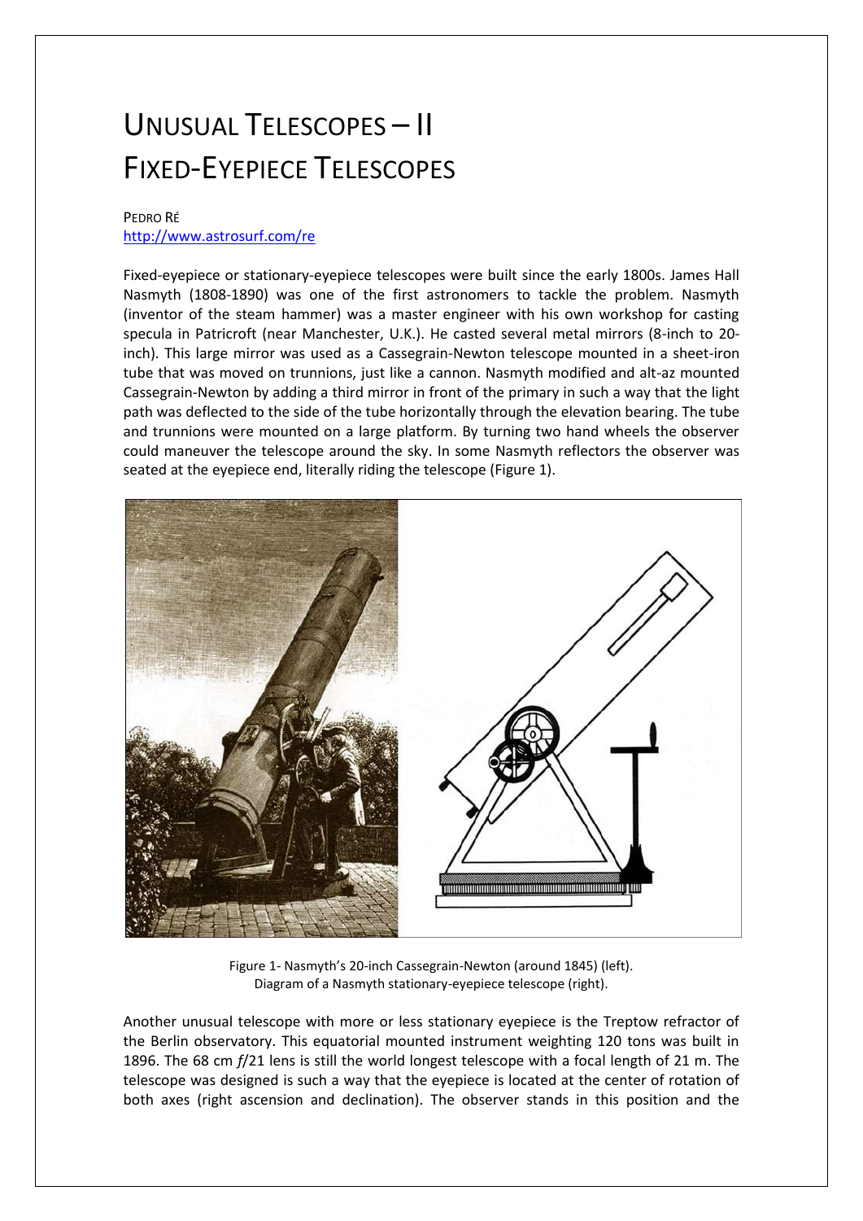# Unusual Telescopes – II
# Fixed-Eyepiece Telescopes

Pedro Ré
http://www.astrosurf.com/re

Fixed-eyepiece or stationary-eyepiece telescopes were built since the early 1800s. James Hall Nasmyth (1808-1890) was one of the first astronomers to tackle the problem. Nasmyth (inventor of the steam hammer) was a master engineer with his own workshop for casting specula in Patricroft (near Manchester, U.K.). He casted several metal mirrors (8-inch to 20-inch). This large mirror was used as a Cassegrain-Newton telescope mounted in a sheet-iron tube that was moved on trunnions, just like a cannon. Nasmyth modified and alt-az mounted Cassegrain-Newton by adding a third mirror in front of the primary in such a way that the light path was deflected to the side of the tube horizontally through the elevation bearing. The tube and trunnions were mounted on a large platform. By turning two hand wheels the observer could maneuver the telescope around the sky. In some Nasmyth reflectors the observer was seated at the eyepiece end, literally riding the telescope (Figure 1).

Figure 1- Nasmyth's 20-inch Cassegrain-Newton (around 1845) (left).
Diagram of a Nasmyth stationary-eyepiece telescope (right).

Another unusual telescope with more or less stationary eyepiece is the Treptow refractor of the Berlin observatory. This equatorial mounted instrument weighting 120 tons was built in 1896. The 68 cm *f*/21 lens is still the world longest telescope with a focal length of 21 m. The telescope was designed is such a way that the eyepiece is located at the center of rotation of both axes (right ascension and declination). The observer stands in this position and the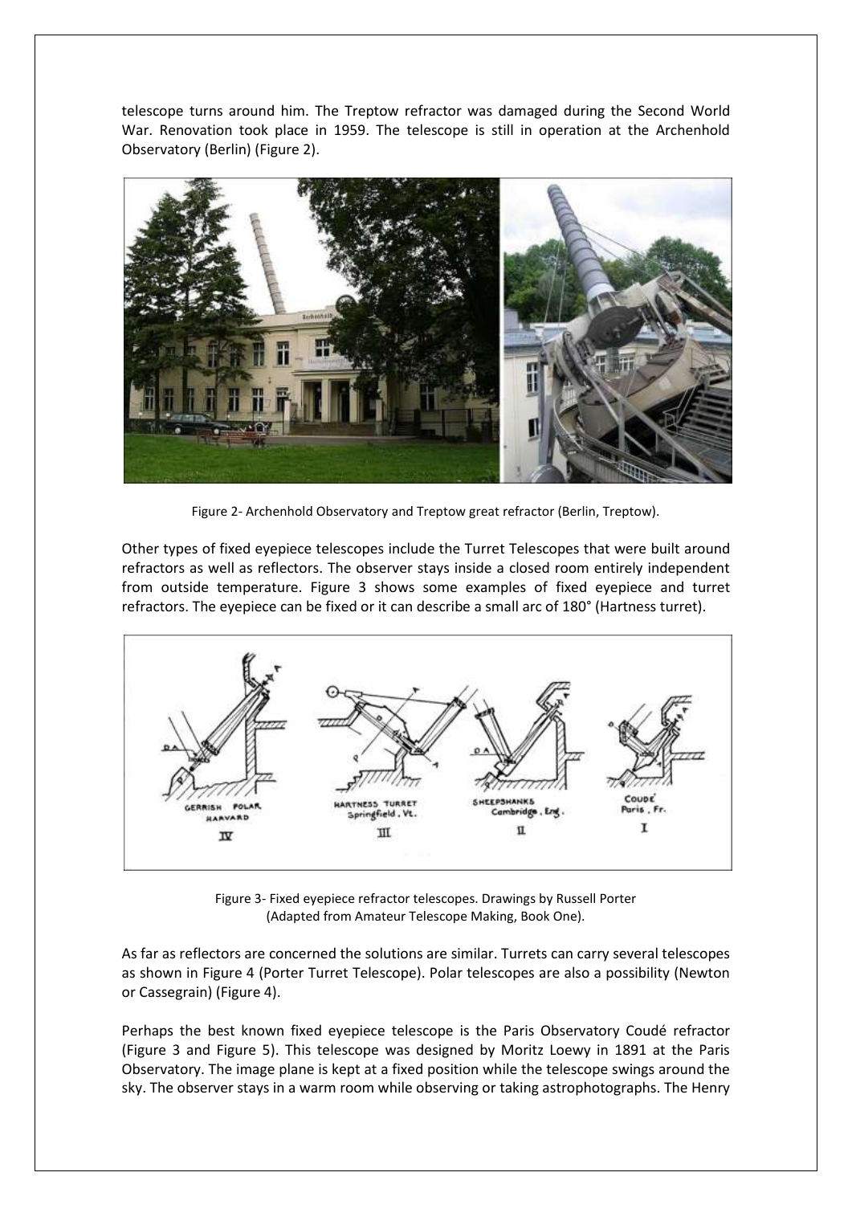telescope turns around him. The Treptow refractor was damaged during the Second World War. Renovation took place in 1959. The telescope is still in operation at the Archenhold Observatory (Berlin) (Figure 2).

Figure 2- Archenhold Observatory and Treptow great refractor (Berlin, Treptow).

Other types of fixed eyepiece telescopes include the Turret Telescopes that were built around refractors as well as reflectors. The observer stays inside a closed room entirely independent from outside temperature. Figure 3 shows some examples of fixed eyepiece and turret refractors. The eyepiece can be fixed or it can describe a small arc of 180° (Hartness turret).

Figure 3- Fixed eyepiece refractor telescopes. Drawings by Russell Porter (Adapted from Amateur Telescope Making, Book One).

As far as reflectors are concerned the solutions are similar. Turrets can carry several telescopes as shown in Figure 4 (Porter Turret Telescope). Polar telescopes are also a possibility (Newton or Cassegrain) (Figure 4).

Perhaps the best known fixed eyepiece telescope is the Paris Observatory Coudé refractor (Figure 3 and Figure 5). This telescope was designed by Moritz Loewy in 1891 at the Paris Observatory. The image plane is kept at a fixed position while the telescope swings around the sky. The observer stays in a warm room while observing or taking astrophotographs. The Henry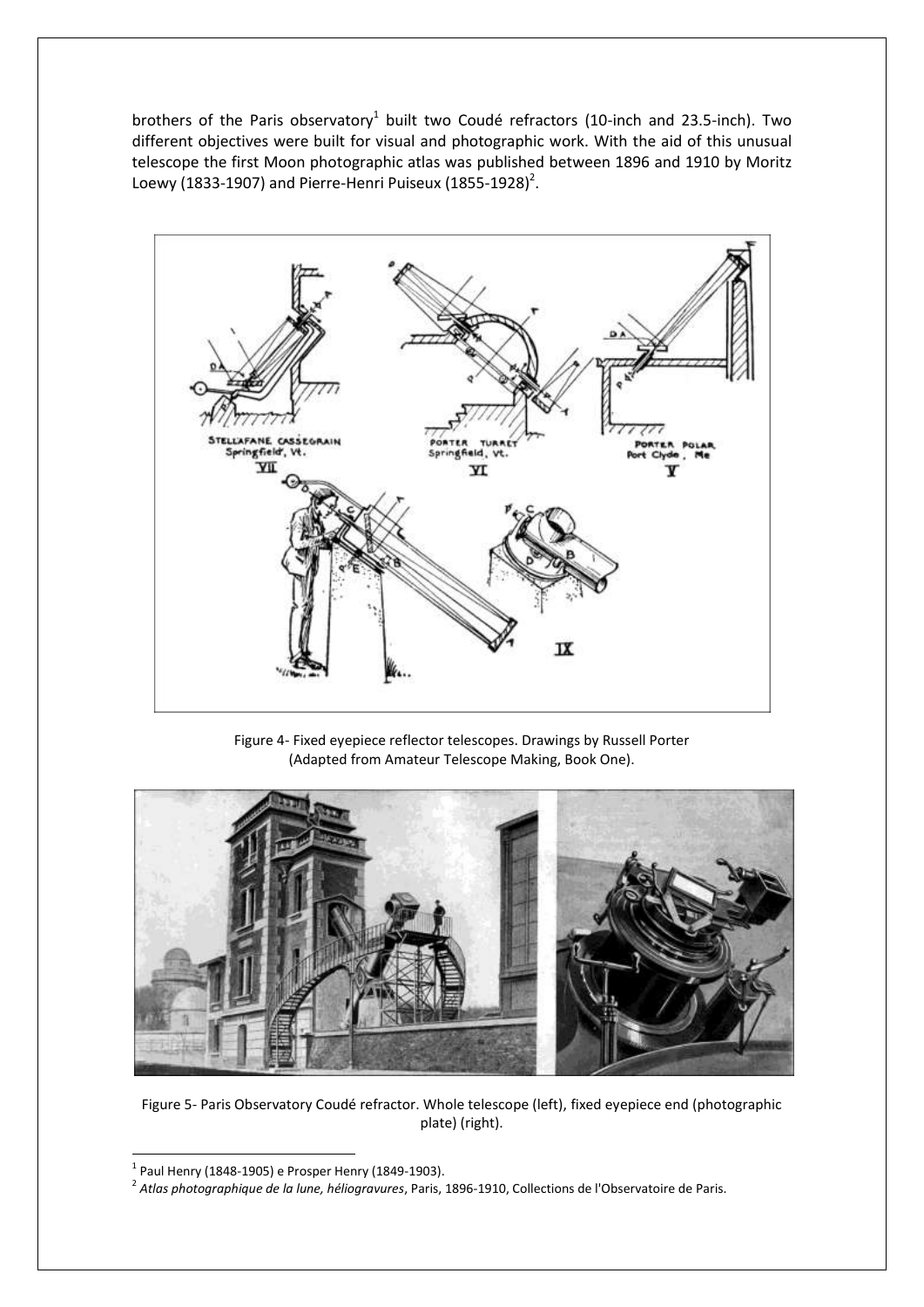brothers of the Paris observatory[1] built two Coudé refractors (10-inch and 23.5-inch). Two different objectives were built for visual and photographic work. With the aid of this unusual telescope the first Moon photographic atlas was published between 1896 and 1910 by Moritz Loewy (1833-1907) and Pierre-Henri Puiseux (1855-1928)[2].

Figure 4- Fixed eyepiece reflector telescopes. Drawings by Russell Porter (Adapted from Amateur Telescope Making, Book One).

Figure 5- Paris Observatory Coudé refractor. Whole telescope (left), fixed eyepiece end (photographic plate) (right).

[1] Paul Henry (1848-1905) e Prosper Henry (1849-1903).

[2] *Atlas photographique de la lune, héliogravures*, Paris, 1896-1910, Collections de l'Observatoire de Paris.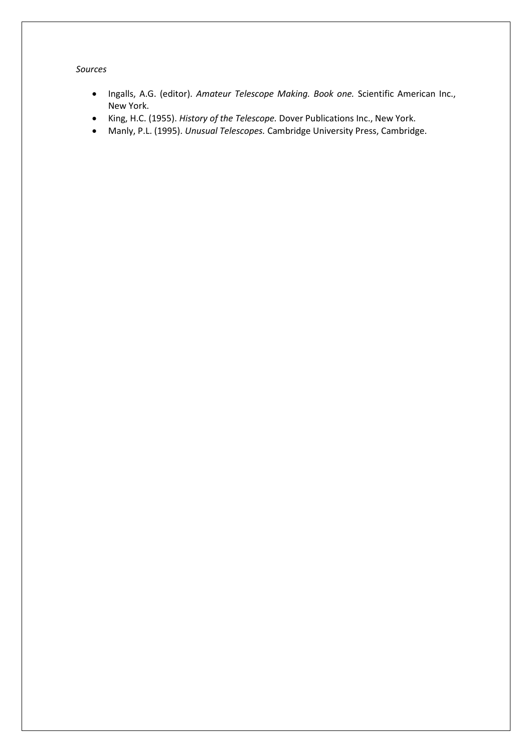*Sources*

- Ingalls, A.G. (editor). *Amateur Telescope Making. Book one.* Scientific American Inc., New York.
- King, H.C. (1955). *History of the Telescope.* Dover Publications Inc., New York.
- Manly, P.L. (1995). *Unusual Telescopes.* Cambridge University Press, Cambridge.